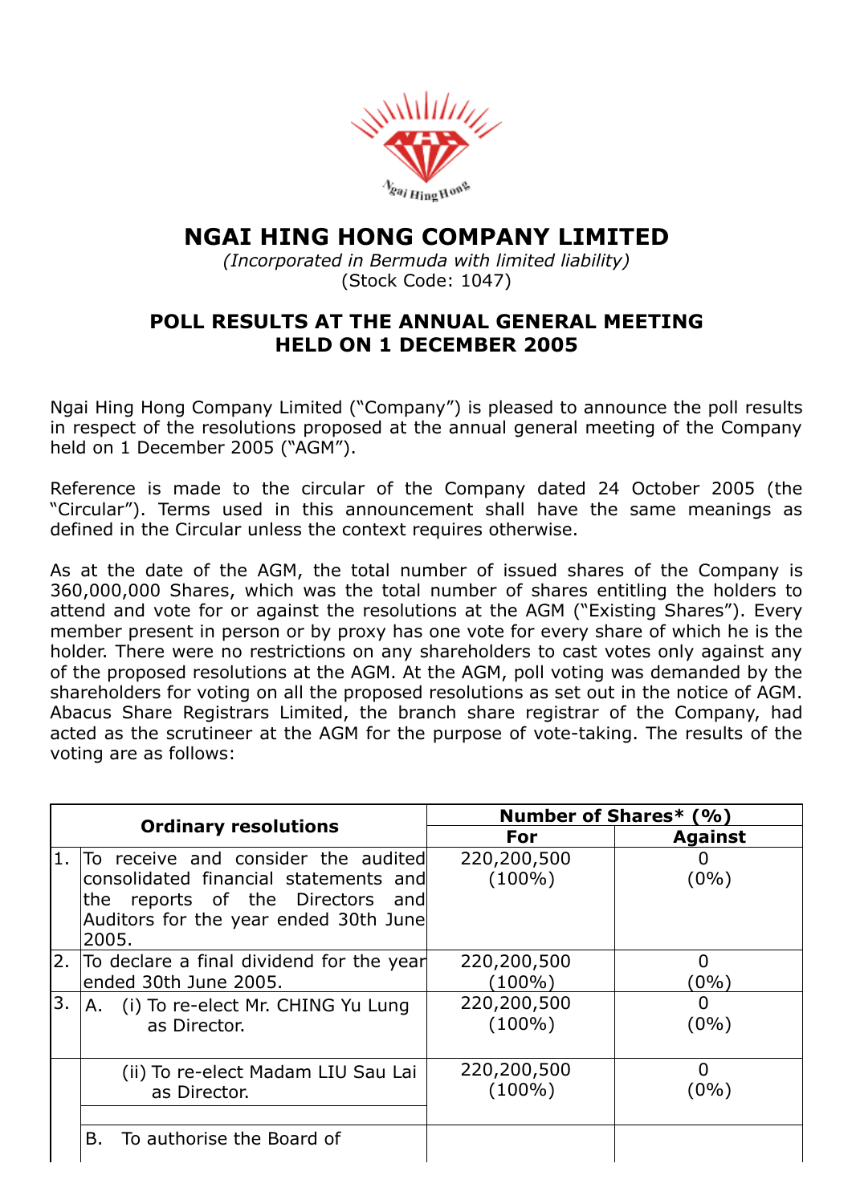# NGAI HING HONG COMPANY LIMITED

*(Incorporated in Bermuda with limited liability)*
(Stock Code: 1047)

## POLL RESULTS AT THE ANNUAL GENERAL MEETING HELD ON 1 DECEMBER 2005

Ngai Hing Hong Company Limited ("Company") is pleased to announce the poll results in respect of the resolutions proposed at the annual general meeting of the Company held on 1 December 2005 ("AGM").

Reference is made to the circular of the Company dated 24 October 2005 (the "Circular"). Terms used in this announcement shall have the same meanings as defined in the Circular unless the context requires otherwise.

As at the date of the AGM, the total number of issued shares of the Company is 360,000,000 Shares, which was the total number of shares entitling the holders to attend and vote for or against the resolutions at the AGM ("Existing Shares"). Every member present in person or by proxy has one vote for every share of which he is the holder. There were no restrictions on any shareholders to cast votes only against any of the proposed resolutions at the AGM. At the AGM, poll voting was demanded by the shareholders for voting on all the proposed resolutions as set out in the notice of AGM. Abacus Share Registrars Limited, the branch share registrar of the Company, had acted as the scrutineer at the AGM for the purpose of vote-taking. The results of the voting are as follows:

| | Ordinary resolutions | Number of Shares* (%) | |
|---|---|---|---|
| | | **For** | **Against** |
| 1. | To receive and consider the audited consolidated financial statements and the reports of the Directors and Auditors for the year ended 30th June 2005. | 220,200,500 (100%) | 0 (0%) |
| 2. | To declare a final dividend for the year ended 30th June 2005. | 220,200,500 (100%) | 0 (0%) |
| 3. | A. (i) To re-elect Mr. CHING Yu Lung as Director. | 220,200,500 (100%) | 0 (0%) |
| | (ii) To re-elect Madam LIU Sau Lai as Director. | 220,200,500 (100%) | 0 (0%) |
| | B. To authorise the Board of | | |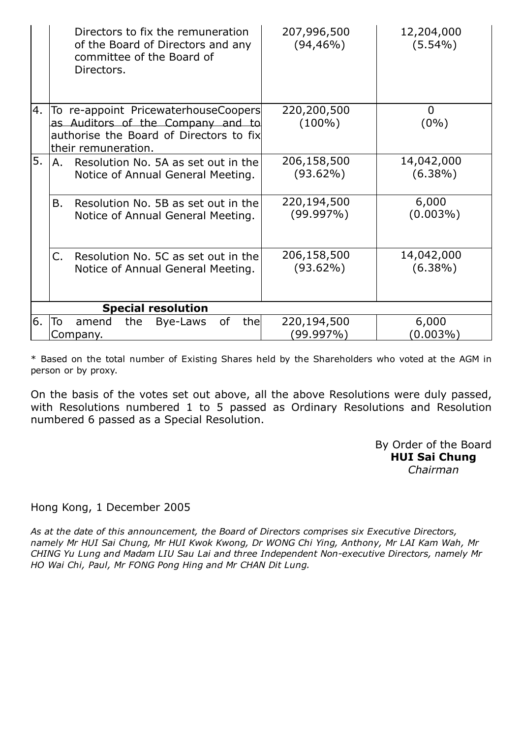| | | | |
|---|---|---|---|
| | Directors to fix the remuneration of the Board of Directors and any committee of the Board of Directors. | 207,996,500 (94,46%) | 12,204,000 (5.54%) |
| 4. | To re-appoint PricewaterhouseCoopers as Auditors of the Company and to authorise the Board of Directors to fix their remuneration. | 220,200,500 (100%) | 0 (0%) |
| 5. | A. Resolution No. 5A as set out in the Notice of Annual General Meeting. | 206,158,500 (93.62%) | 14,042,000 (6.38%) |
| | B. Resolution No. 5B as set out in the Notice of Annual General Meeting. | 220,194,500 (99.997%) | 6,000 (0.003%) |
| | C. Resolution No. 5C as set out in the Notice of Annual General Meeting. | 206,158,500 (93.62%) | 14,042,000 (6.38%) |
| | **Special resolution** | | |
| 6. | To amend the Bye-Laws of the Company. | 220,194,500 (99.997%) | 6,000 (0.003%) |

* Based on the total number of Existing Shares held by the Shareholders who voted at the AGM in person or by proxy.

On the basis of the votes set out above, all the above Resolutions were duly passed, with Resolutions numbered 1 to 5 passed as Ordinary Resolutions and Resolution numbered 6 passed as a Special Resolution.

By Order of the Board
**HUI Sai Chung**
*Chairman*

Hong Kong, 1 December 2005

*As at the date of this announcement, the Board of Directors comprises six Executive Directors, namely Mr HUI Sai Chung, Mr HUI Kwok Kwong, Dr WONG Chi Ying, Anthony, Mr LAI Kam Wah, Mr CHING Yu Lung and Madam LIU Sau Lai and three Independent Non-executive Directors, namely Mr HO Wai Chi, Paul, Mr FONG Pong Hing and Mr CHAN Dit Lung.*